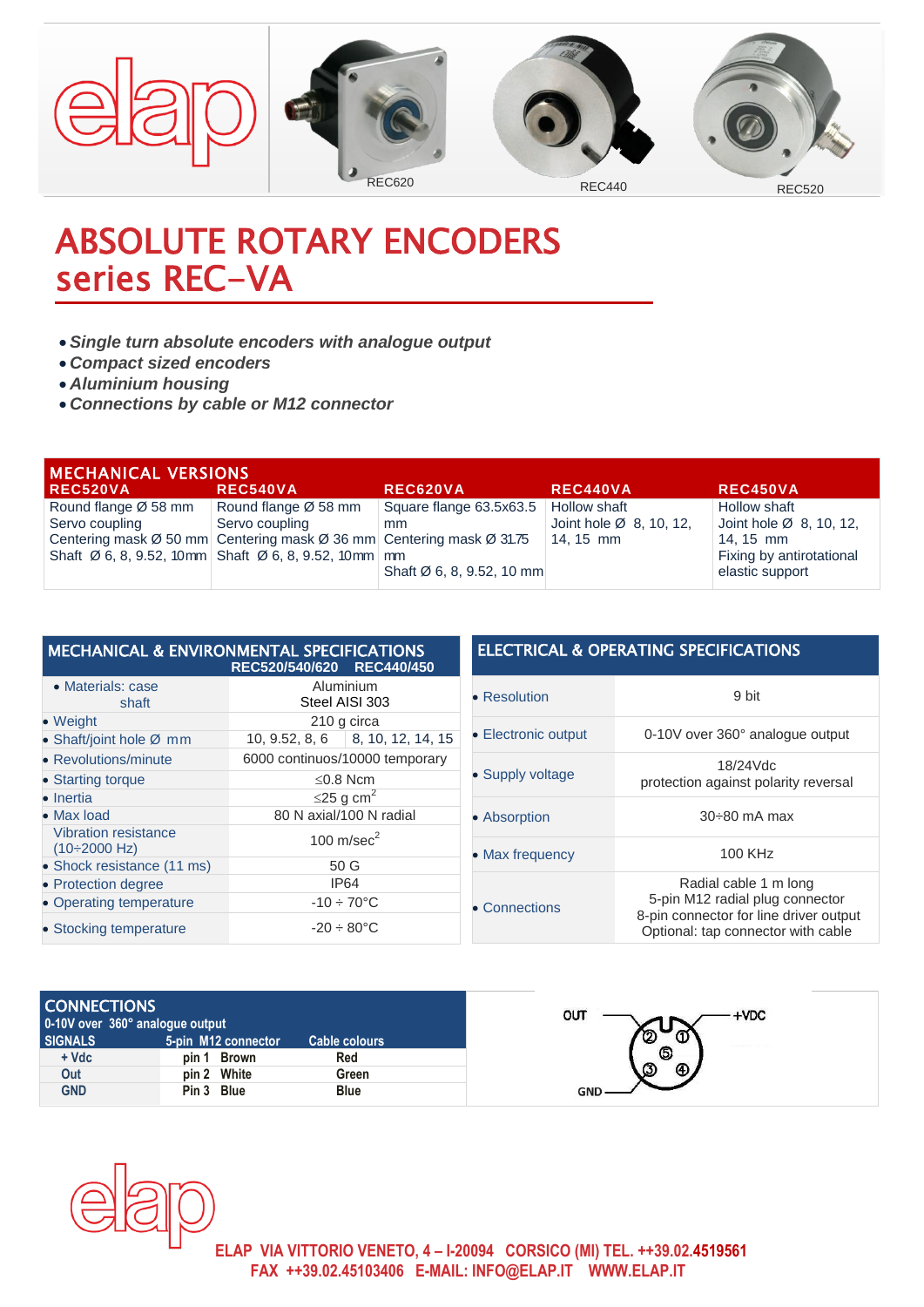REC620 REC440 REC520

# ABSOLUTE ROTARY ENCODERS series REC–VA

- *Single turn absolute encoders with analogue output*
- *Compact sized encoders*
- *Aluminium housing*
- *Connections by cable or M12 connector*

## MECHANICAL VERSIONS

| REC520VA | REC540VA | REC620VA | REC440VA | REC450VA |
|---|---|---|---|---|
| Round flange Ø 58 mm<br>Servo coupling<br>Centering mask Ø 50 mm<br>Shaft Ø 6, 8, 9.52, 10mm | Round flange Ø 58 mm<br>Servo coupling<br>Centering mask Ø 36 mm<br>Shaft Ø 6, 8, 9.52, 10mm | Square flange 63.5x63.5 mm<br>Centering mask Ø 31.75 mm<br>Shaft Ø 6, 8, 9.52, 10 mm | Hollow shaft<br>Joint hole Ø 8, 10, 12, 14, 15 mm | Hollow shaft<br>Joint hole Ø 8, 10, 12, 14, 15 mm<br>Fixing by antirotational elastic support |

## MECHANICAL & ENVIRONMENTAL SPECIFICATIONS

| | REC520/540/620 | REC440/450 |
|---|---|---|
| • Materials: case<br>shaft | Aluminium<br>Steel AISI 303 | |
| • Weight | 210 g circa | |
| • Shaft/joint hole Ø mm | 10, 9.52, 8, 6 | 8, 10, 12, 14, 15 |
| • Revolutions/minute | 6000 continuos/10000 temporary | |
| • Starting torque | ≤0.8 Ncm | |
| • Inertia | ≤25 g $cm^2$ | |
| • Max load | 80 N axial/100 N radial | |
| Vibration resistance (10÷2000 Hz) | 100 m/$sec^2$ | |
| • Shock resistance (11 ms) | 50 G | |
| • Protection degree | IP64 | |
| • Operating temperature | -10 ÷ 70°C | |
| • Stocking temperature | -20 ÷ 80°C | |

## ELECTRICAL & OPERATING SPECIFICATIONS

| | |
|---|---|
| • Resolution | 9 bit |
| • Electronic output | 0-10V over 360° analogue output |
| • Supply voltage | 18/24Vdc<br>protection against polarity reversal |
| • Absorption | 30÷80 mA max |
| • Max frequency | 100 KHz |
| • Connections | Radial cable 1 m long<br>5-pin M12 radial plug connector<br>8-pin connector for line driver output<br>Optional: tap connector with cable |

## CONNECTIONS

0-10V over 360° analogue output

| SIGNALS | 5-pin M12 connector | Cable colours |
|---|---|---|
| + Vdc | pin 1 Brown | Red |
| Out | pin 2 White | Green |
| GND | Pin 3 Blue | Blue |

OUT — +VDC — GND

ELAP VIA VITTORIO VENETO, 4 – I-20094 CORSICO (MI) TEL. ++39.02.4519561
FAX ++39.02.45103406 E-MAIL: INFO@ELAP.IT WWW.ELAP.IT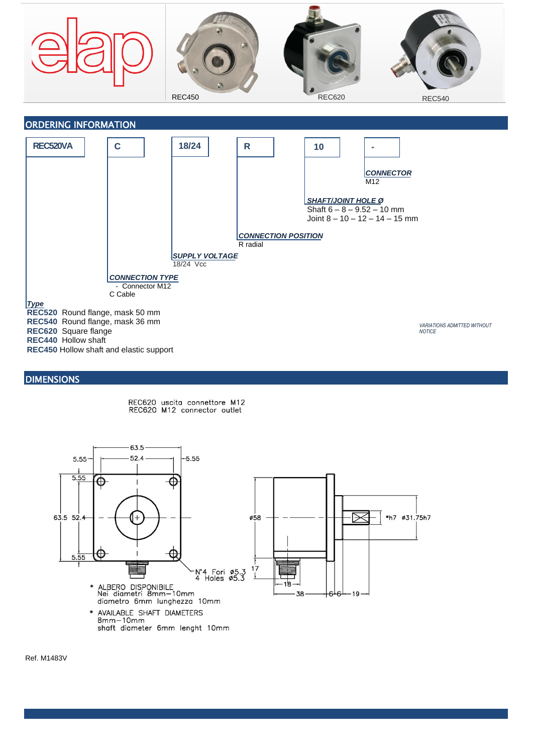elap

REC450 REC620 REC540

## ORDERING INFORMATION

| REC520VA | C | 18/24 | R | 10 | - |
|---|---|---|---|---|---|

***CONNECTOR***
M12

***SHAFT/JOINT HOLE Ø***
Shaft 6 – 8 – 9.52 – 10 mm
Joint 8 – 10 – 12 – 14 – 15 mm

***CONNECTION POSITION***
R radial

***SUPPLY VOLTAGE***
18/24 Vcc

***CONNECTION TYPE***
- Connector M12
C Cable

***Type***
**REC520** Round flange, mask 50 mm
**REC540** Round flange, mask 36 mm
**REC620** Square flange
**REC440** Hollow shaft
**REC450** Hollow shaft and elastic support

*VARIATIONS ADMITTED WITHOUT NOTICE*

## DIMENSIONS

REC620 uscita connettore M12
REC620 M12 connector outlet

63.5, 52.4, 5.55, 5.55, 5.55, 5.55, 63.5, 52.4, ø58, *h7 ø31.75h7, 17, 18, 38, 6, 6, 19

N°4 Fori ø5.3
4 Holes ø5.3

\* ALBERO DISPONIBILE
Nei diametri 8mm–10mm
diametro 6mm lunghezza 10mm

\* AVAILABLE SHAFT DIAMETERS
8mm–10mm
shaft diameter 6mm lenght 10mm

Ref. M1483V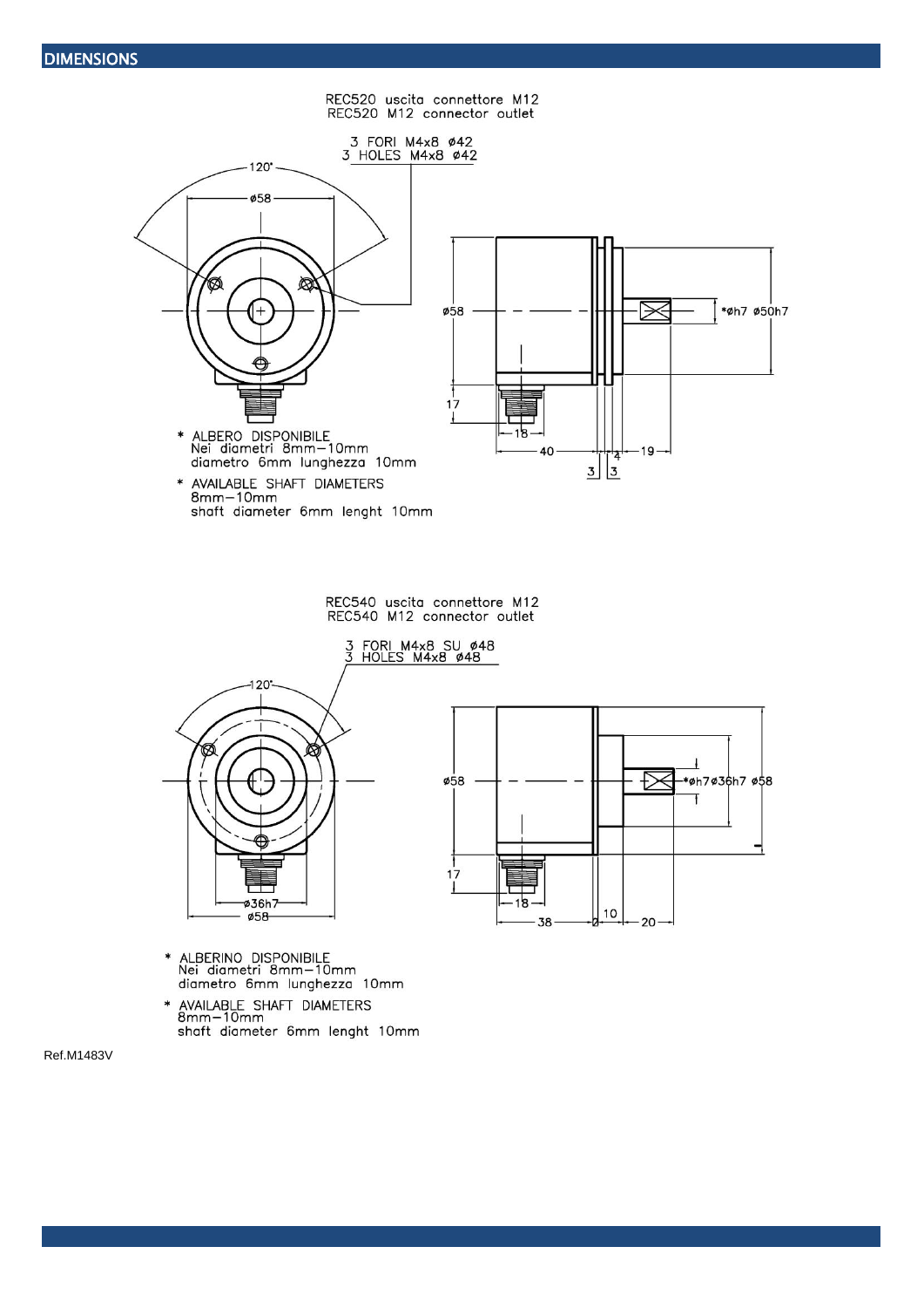## DIMENSIONS

REC520 uscita connettore M12
REC520 M12 connector outlet

3 FORI M4x8 ø42
3 HOLES M4x8 ø42

120° ø58 ø58 17 18 40 3 3 4 19 *øh7 ø50h7

* ALBERO DISPONIBILE
Nei diametri 8mm–10mm
diametro 6mm lunghezza 10mm

* AVAILABLE SHAFT DIAMETERS
8mm–10mm
shaft diameter 6mm lenght 10mm

REC540 uscita connettore M12
REC540 M12 connector outlet

3 FORI M4x8 SU ø48
3 HOLES M4x8 ø48

120° ø36h7 ø58 ø58 17 18 38 10 20 *øh7 ø36h7 ø58

* ALBERINO DISPONIBILE
Nei diametri 8mm–10mm
diametro 6mm lunghezza 10mm

* AVAILABLE SHAFT DIAMETERS
8mm–10mm
shaft diameter 6mm lenght 10mm

Ref.M1483V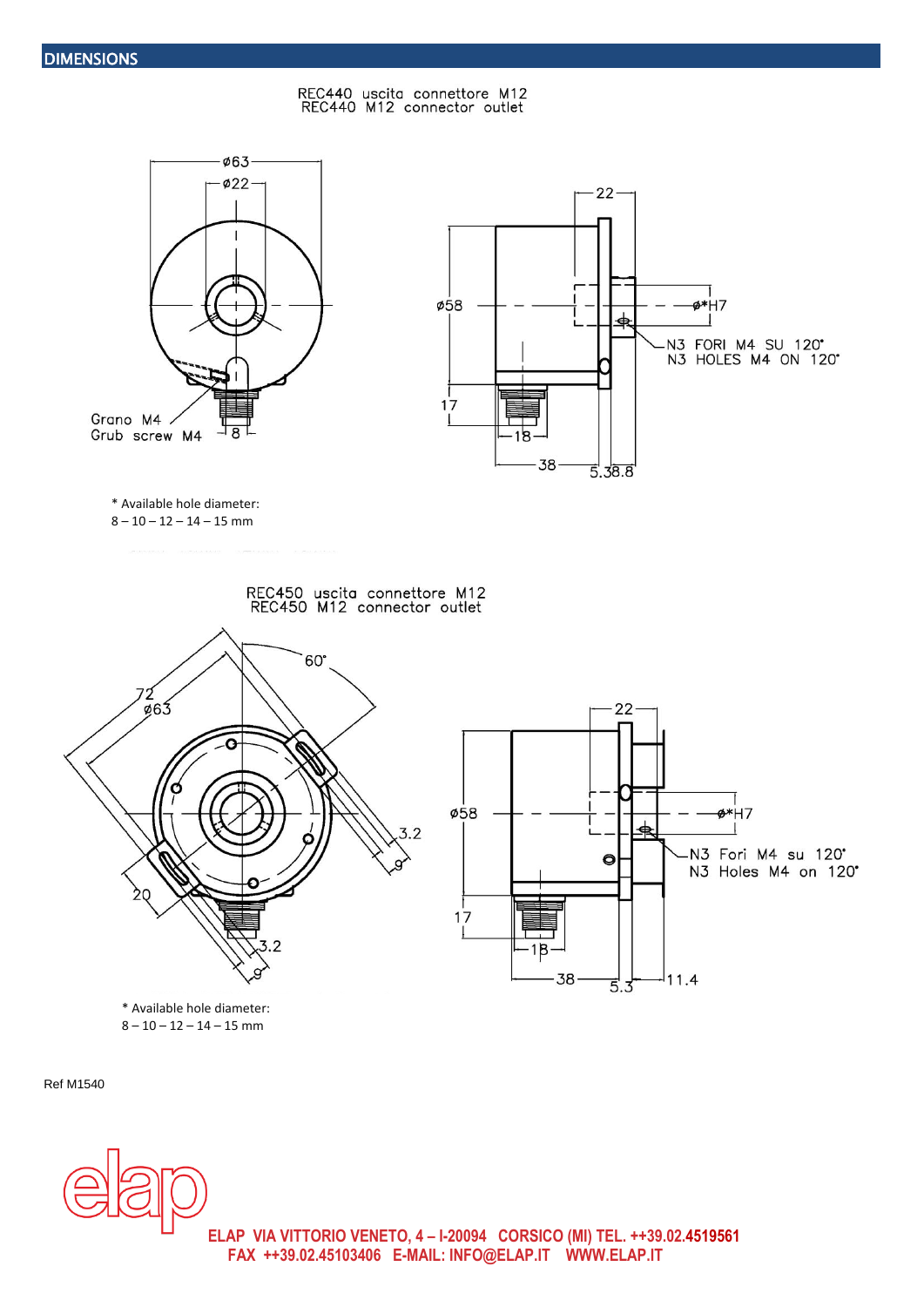## DIMENSIONS

REC440 uscita connettore M12
REC440 M12 connector outlet

ø63
ø22
Grano M4
Grub screw M4
8

22
ø58
ø*H7
N3 FORI M4 SU 120°
N3 HOLES M4 ON 120°
17
18
38
5.3
8.8

\* Available hole diameter:
8 – 10 – 12 – 14 – 15 mm

REC450 uscita connettore M12
REC450 M12 connector outlet

72
ø63
60°
3.2
9
20
3.2
9

22
ø58
ø*H7
N3 Fori M4 su 120°
N3 Holes M4 on 120°
17
18
38
5.3
11.4

\* Available hole diameter:
8 – 10 – 12 – 14 – 15 mm

Ref M1540

elap

ELAP VIA VITTORIO VENETO, 4 – I-20094 CORSICO (MI) TEL. ++39.02.4519561
FAX ++39.02.45103406 E-MAIL: INFO@ELAP.IT WWW.ELAP.IT